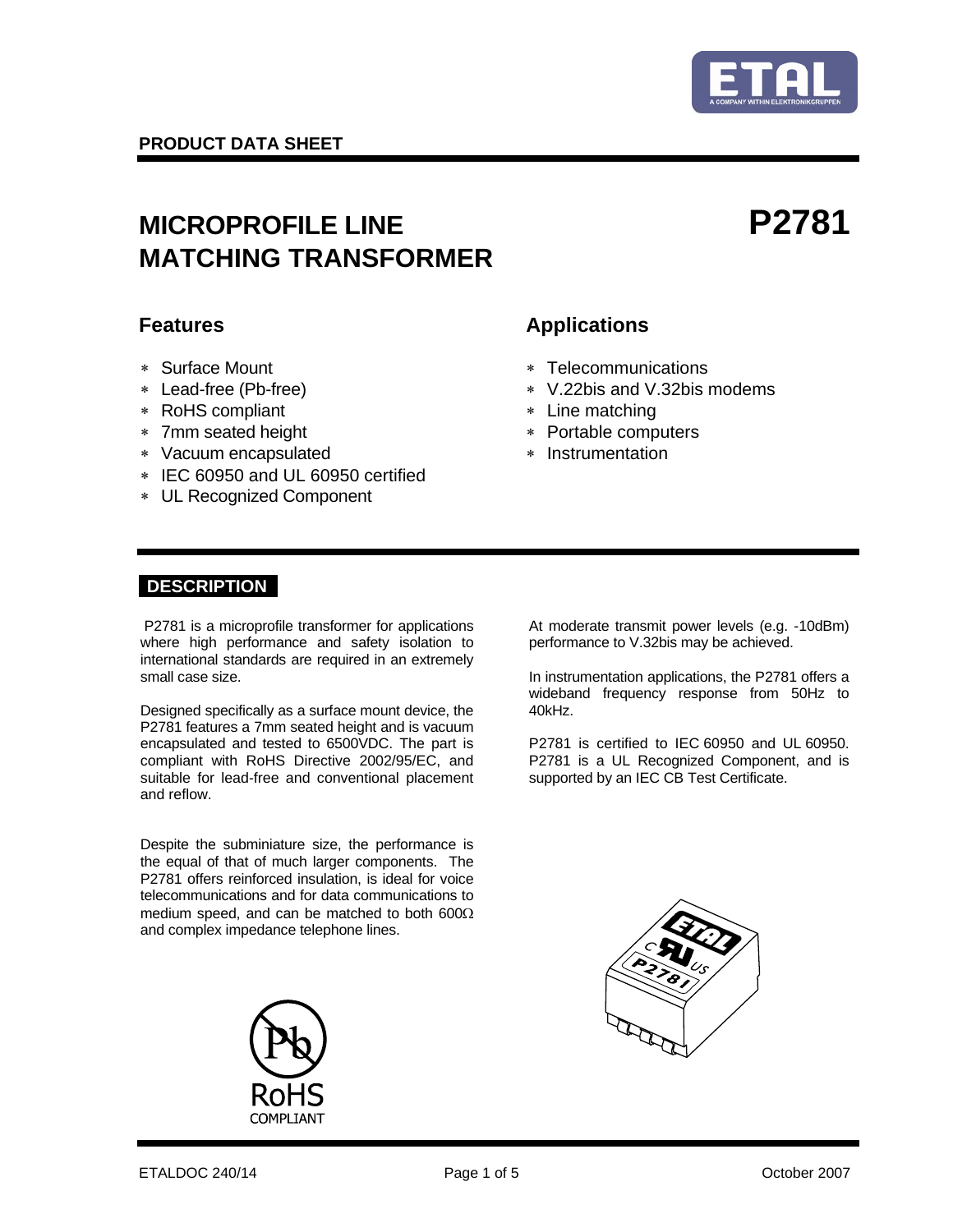PRODUCT DATA SHEET

# MICROPROFILE LINE MATCHING TRANSFORMER

# P2781

## Features

* Surface Mount
* Lead-free (Pb-free)
* RoHS compliant
* 7mm seated height
* Vacuum encapsulated
* IEC 60950 and UL 60950 certified
* UL Recognized Component

## Applications

* Telecommunications
* V.22bis and V.32bis modems
* Line matching
* Portable computers
* Instrumentation

## DESCRIPTION

P2781 is a microprofile transformer for applications where high performance and safety isolation to international standards are required in an extremely small case size.

Designed specifically as a surface mount device, the P2781 features a 7mm seated height and is vacuum encapsulated and tested to 6500VDC. The part is compliant with RoHS Directive 2002/95/EC, and suitable for lead-free and conventional placement and reflow.

Despite the subminiature size, the performance is the equal of that of much larger components. The P2781 offers reinforced insulation, is ideal for voice telecommunications and for data communications to medium speed, and can be matched to both 600Ω and complex impedance telephone lines.

At moderate transmit power levels (e.g. -10dBm) performance to V.32bis may be achieved.

In instrumentation applications, the P2781 offers a wideband frequency response from 50Hz to 40kHz.

P2781 is certified to IEC 60950 and UL 60950. P2781 is a UL Recognized Component, and is supported by an IEC CB Test Certificate.

ETALDOC 240/14 October 2007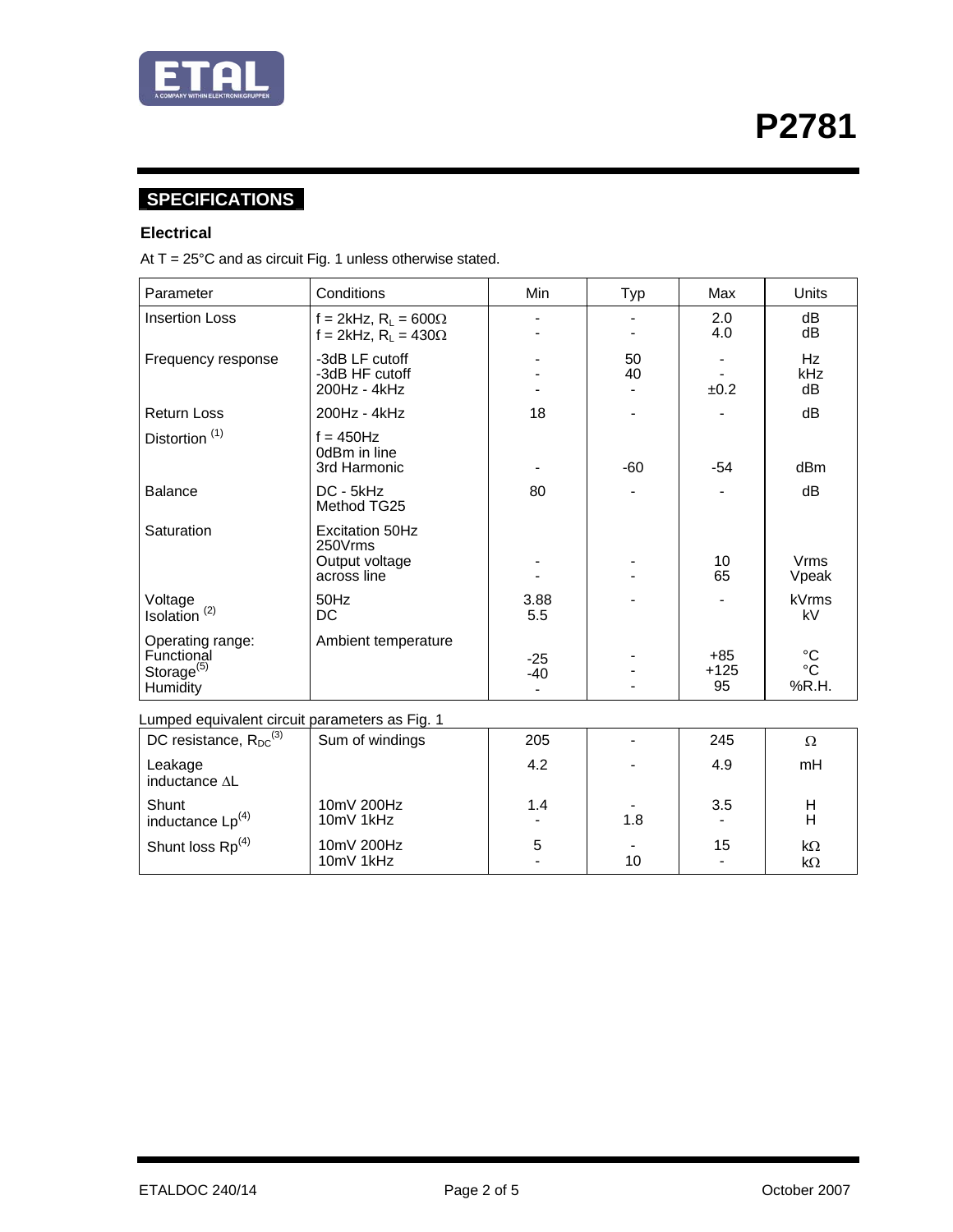## SPECIFICATIONS

### Electrical

At T = 25°C and as circuit Fig. 1 unless otherwise stated.

| Parameter | Conditions | Min | Typ | Max | Units |
|---|---|---|---|---|---|
| Insertion Loss | f = 2kHz, $R_L$ = 600Ω<br>f = 2kHz, $R_L$ = 430Ω | -<br>- | -<br>- | 2.0<br>4.0 | dB<br>dB |
| Frequency response | -3dB LF cutoff<br>-3dB HF cutoff<br>200Hz - 4kHz | -<br>-<br>- | 50<br>40<br>- | -<br>-<br>±0.2 | Hz<br>kHz<br>dB |
| Return Loss | 200Hz - 4kHz | 18 | - | - | dB |
| Distortion [1] | f = 450Hz<br>0dBm in line<br>3rd Harmonic | - | -60 | -54 | dBm |
| Balance | DC - 5kHz<br>Method TG25 | 80 | - | - | dB |
| Saturation | Excitation 50Hz<br>250Vrms<br>Output voltage<br>across line | -<br>- | -<br>- | 10<br>65 | Vrms<br>Vpeak |
| Voltage Isolation [2] | 50Hz<br>DC | 3.88<br>5.5 | - | - | kVrms<br>kV |
| Operating range:<br>Functional<br>Storage[5]<br>Humidity | Ambient temperature | -25<br>-40<br>- | -<br>-<br>- | +85<br>+125<br>95 | °C<br>°C<br>%R.H. |

Lumped equivalent circuit parameters as Fig. 1

| Parameter | Conditions | Min | Typ | Max | Units |
|---|---|---|---|---|---|
| DC resistance, $R_{DC}$[3] | Sum of windings | 205 | - | 245 | Ω |
| Leakage inductance ΔL | | 4.2 | - | 4.9 | mH |
| Shunt inductance Lp[4] | 10mV 200Hz<br>10mV 1kHz | 1.4<br>- | -<br>1.8 | 3.5<br>- | H<br>H |
| Shunt loss Rp[4] | 10mV 200Hz<br>10mV 1kHz | 5<br>- | -<br>10 | 15<br>- | kΩ<br>kΩ |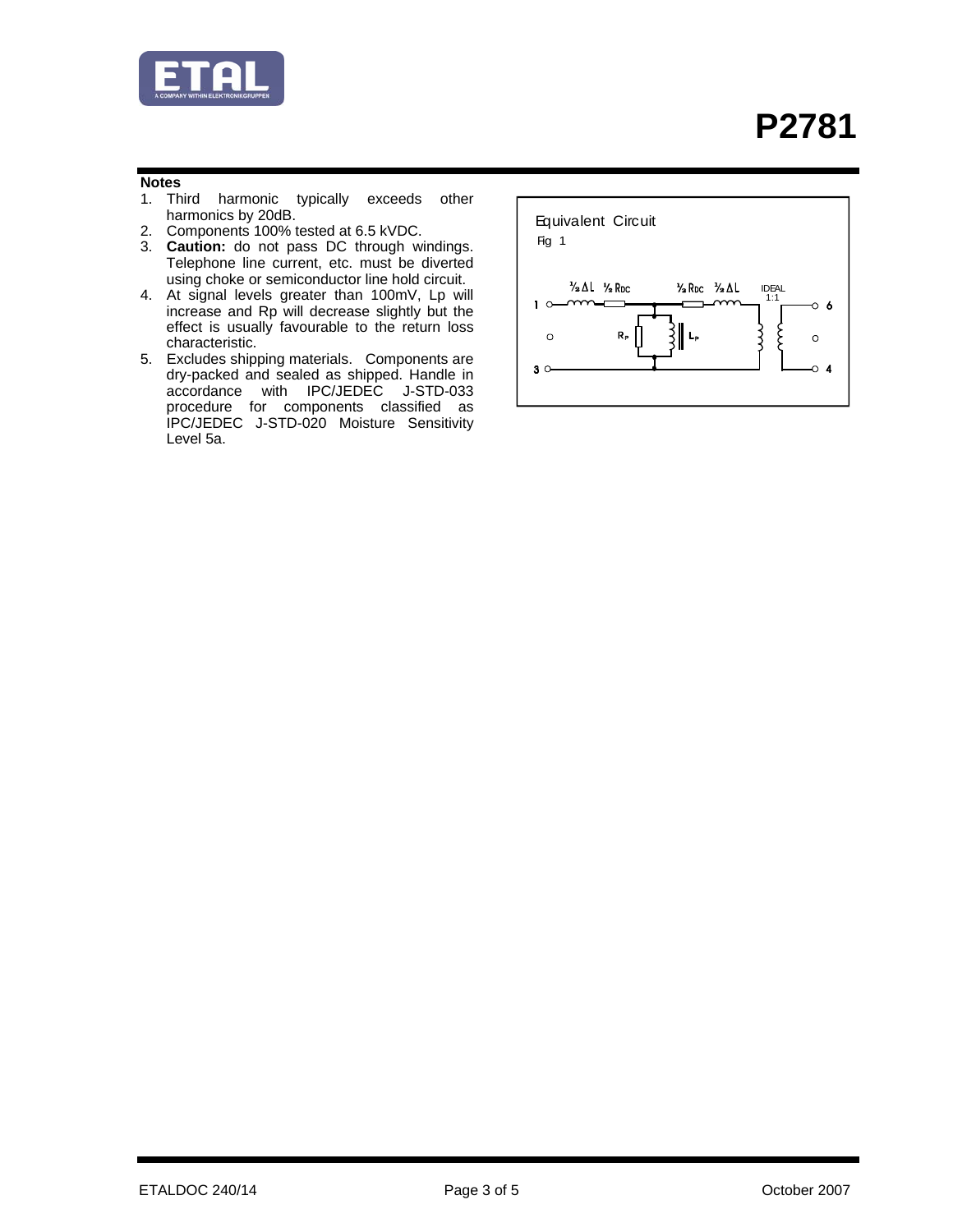**P2781**

**Notes**

1. Third harmonic typically exceeds other harmonics by 20dB.
2. Components 100% tested at 6.5 kVDC.
3. **Caution:** do not pass DC through windings. Telephone line current, etc. must be diverted using choke or semiconductor line hold circuit.
4. At signal levels greater than 100mV, Lp will increase and Rp will decrease slightly but the effect is usually favourable to the return loss characteristic.
5. Excludes shipping materials. Components are dry-packed and sealed as shipped. Handle in accordance with IPC/JEDEC J-STD-033 procedure for components classified as IPC/JEDEC J-STD-020 Moisture Sensitivity Level 5a.

Equivalent Circuit

Fig 1

½ ΔL ½ RDC ½ RDC ½ ΔL IDEAL 1:1

1 6

RP LP

3 4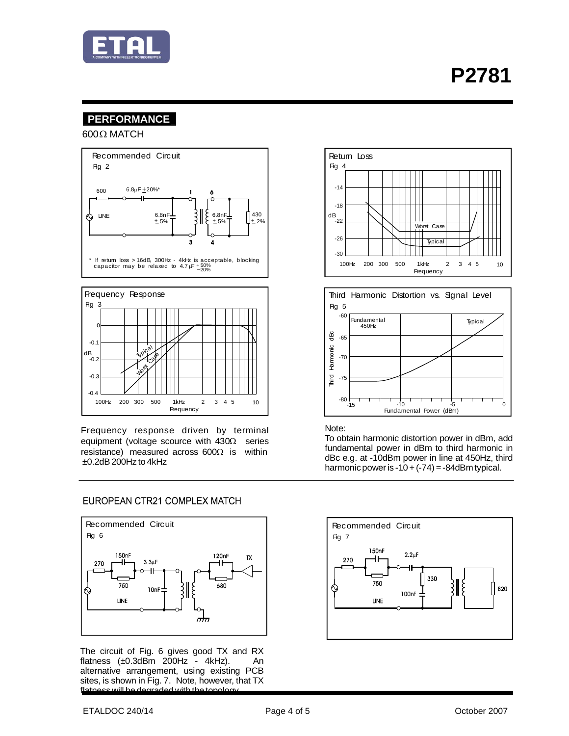# P2781

## PERFORMANCE

600Ω MATCH

Recommended Circuit
Fig 2

600 | 6.8μF ±20%* | 1 | 6 | LINE | 6.8nF ±5% | 6.8nF ±5% | 430 ±2% | 3 | 4

\* If return loss > 16dB, 300Hz - 4kHz is acceptable, blocking capacitor may be relaxed to 4.7μF $^{+50\%}_{-20\%}$

Frequency Response
Fig 3

Frequency response driven by terminal equipment (voltage scource with 430Ω series resistance) measured across 600Ω is within ±0.2dB 200Hz to 4kHz

Return Loss
Fig 4

Third Harmonic Distortion vs. Signal Level
Fig 5

Note:
To obtain harmonic distortion power in dBm, add fundamental power in dBm to third harmonic in dBc e.g. at -10dBm power in line at 450Hz, third harmonic power is -10 + (-74) = -84dBm typical.

## EUROPEAN CTR21 COMPLEX MATCH

Recommended Circuit
Fig 6

The circuit of Fig. 6 gives good TX and RX flatness (±0.3dBm 200Hz - 4kHz). An alternative arrangement, using existing PCB sites, is shown in Fig. 7. Note, however, that TX flatness will be degraded with the topology.

Recommended Circuit
Fig 7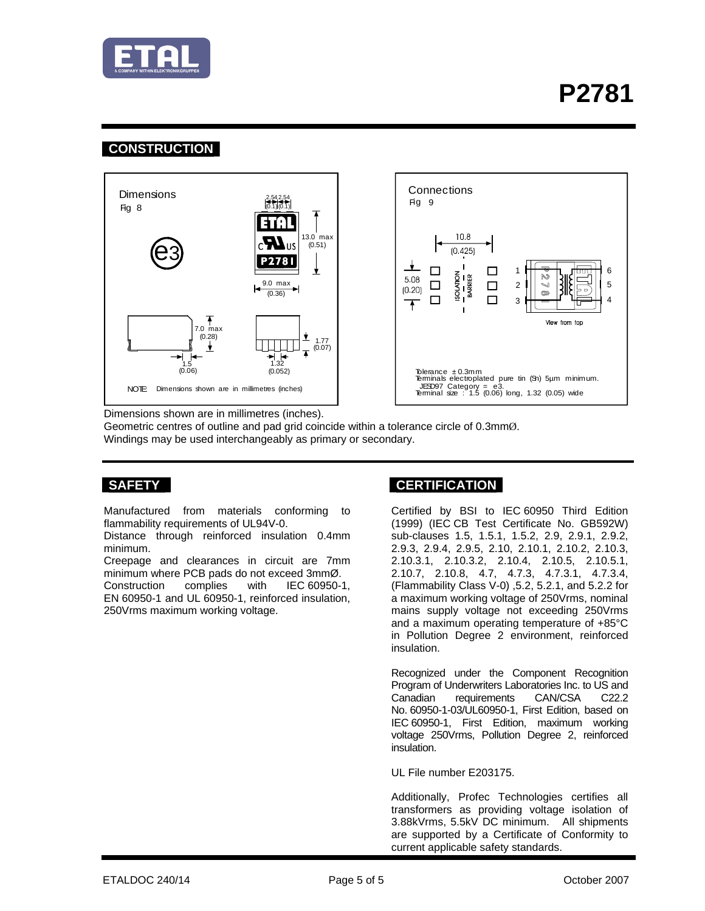# P2781

## CONSTRUCTION

Dimensions
Fig 8

2.54 2.54
(0.1)(0.1)

13.0 max
(0.51)

9.0 max
(0.36)

7.0 max
(0.28)

1.77
(0.07)

1.5
(0.06)

1.32
(0.052)

NOTE: Dimensions shown are in millimetres (inches)

Connections
Fig 9

10.8
(0.425)

5.08
(0.20)

ISOLATION BARRIER

View from top

Tolerance ± 0.3mm
Terminals electroplated pure tin (Sn) 5µm minimum.
JESD97 Category = e3.
Terminal size : 1.5 (0.06) long, 1.32 (0.05) wide

Dimensions shown are in millimetres (inches).
Geometric centres of outline and pad grid coincide within a tolerance circle of 0.3mmØ.
Windings may be used interchangeably as primary or secondary.

## SAFETY

Manufactured from materials conforming to flammability requirements of UL94V-0.
Distance through reinforced insulation 0.4mm minimum.
Creepage and clearances in circuit are 7mm minimum where PCB pads do not exceed 3mmØ.
Construction complies with IEC 60950-1, EN 60950-1 and UL 60950-1, reinforced insulation, 250Vrms maximum working voltage.

## CERTIFICATION

Certified by BSI to IEC 60950 Third Edition (1999) (IEC CB Test Certificate No. GB592W) sub-clauses 1.5, 1.5.1, 1.5.2, 2.9, 2.9.1, 2.9.2, 2.9.3, 2.9.4, 2.9.5, 2.10, 2.10.1, 2.10.2, 2.10.3, 2.10.3.1, 2.10.3.2, 2.10.4, 2.10.5, 2.10.5.1, 2.10.7, 2.10.8, 4.7, 4.7.3, 4.7.3.1, 4.7.3.4, (Flammability Class V-0) ,5.2, 5.2.1, and 5.2.2 for a maximum working voltage of 250Vrms, nominal mains supply voltage not exceeding 250Vrms and a maximum operating temperature of +85°C in Pollution Degree 2 environment, reinforced insulation.

Recognized under the Component Recognition Program of Underwriters Laboratories Inc. to US and Canadian requirements CAN/CSA C22.2 No. 60950-1-03/UL60950-1, First Edition, based on IEC 60950-1, First Edition, maximum working voltage 250Vrms, Pollution Degree 2, reinforced insulation.

UL File number E203175.

Additionally, Profec Technologies certifies all transformers as providing voltage isolation of 3.88kVrms, 5.5kV DC minimum. All shipments are supported by a Certificate of Conformity to current applicable safety standards.

ETALDOC 240/14 — October 2007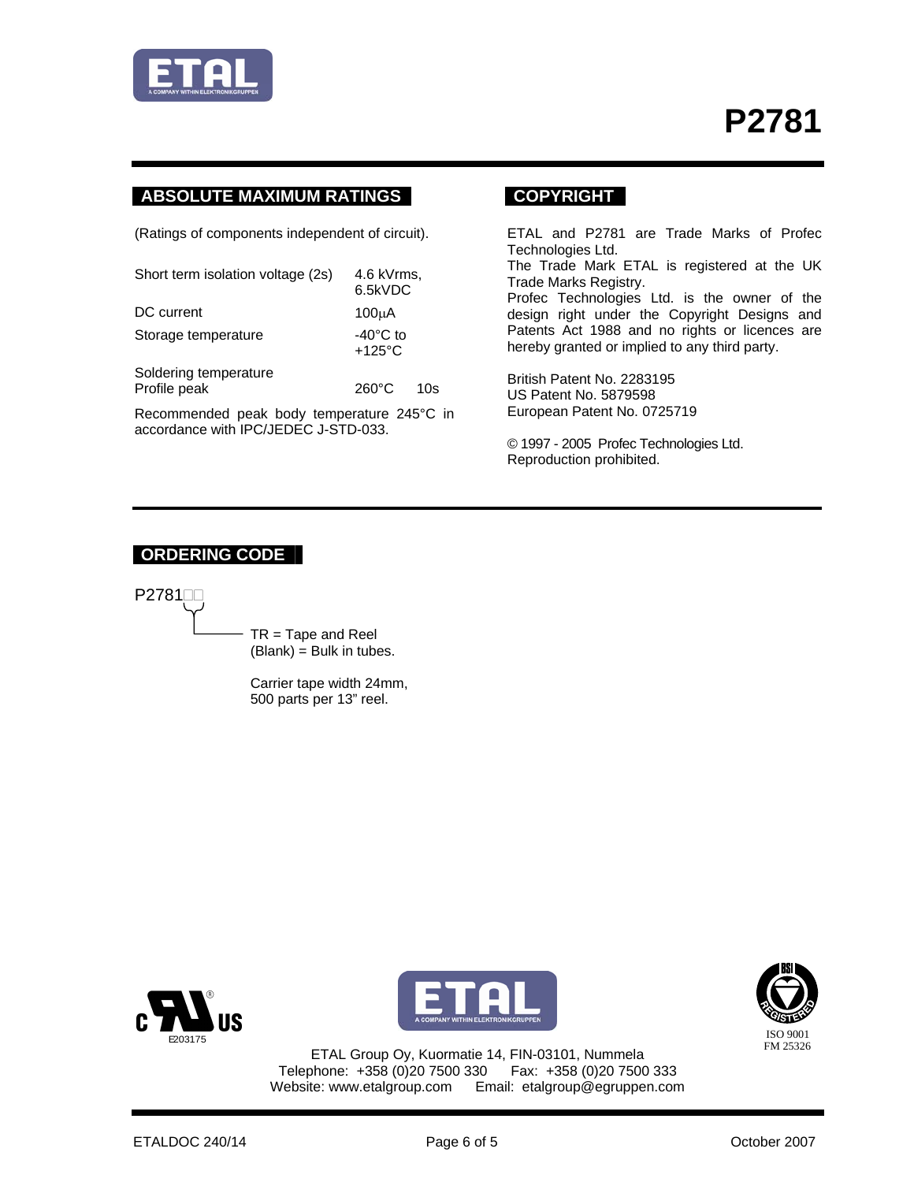# P2781

## ABSOLUTE MAXIMUM RATINGS

(Ratings of components independent of circuit).

| | |
|---|---|
| Short term isolation voltage (2s) | 4.6 kVrms, 6.5kVDC |
| DC current | 100µA |
| Storage temperature | -40°C to +125°C |
| Soldering temperature Profile peak | 260°C 10s |

Recommended peak body temperature 245°C in accordance with IPC/JEDEC J-STD-033.

## COPYRIGHT

ETAL and P2781 are Trade Marks of Profec Technologies Ltd.
The Trade Mark ETAL is registered at the UK Trade Marks Registry.
Profec Technologies Ltd. is the owner of the design right under the Copyright Designs and Patents Act 1988 and no rights or licences are hereby granted or implied to any third party.

British Patent No. 2283195
US Patent No. 5879598
European Patent No. 0725719

© 1997 - 2005 Profec Technologies Ltd.
Reproduction prohibited.

## ORDERING CODE

P2781□□

TR = Tape and Reel
(Blank) = Bulk in tubes.

Carrier tape width 24mm,
500 parts per 13" reel.

E203175

ISO 9001
FM 25326

ETAL Group Oy, Kuormatie 14, FIN-03101, Nummela
Telephone: +358 (0)20 7500 330 Fax: +358 (0)20 7500 333
Website: www.etalgroup.com Email: etalgroup@egruppen.com

ETALDOC 240/14 October 2007